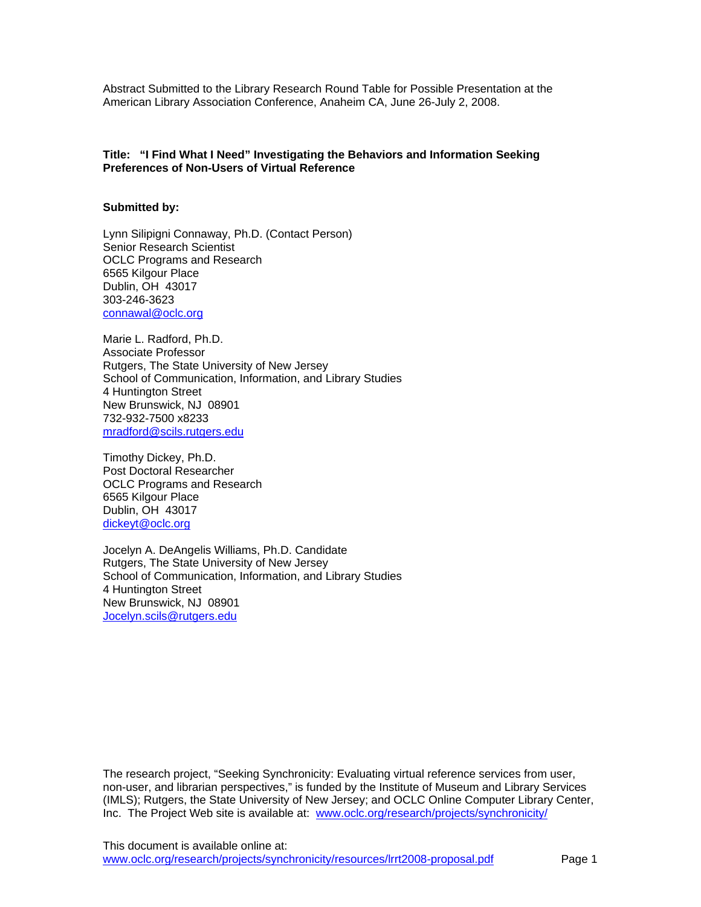Abstract Submitted to the Library Research Round Table for Possible Presentation at the American Library Association Conference, Anaheim CA, June 26-July 2, 2008.

**Title: "I Find What I Need" Investigating the Behaviors and Information Seeking Preferences of Non-Users of Virtual Reference**

**Submitted by:**

Lynn Silipigni Connaway, Ph.D. (Contact Person)
Senior Research Scientist
OCLC Programs and Research
6565 Kilgour Place
Dublin, OH 43017
303-246-3623
connawal@oclc.org

Marie L. Radford, Ph.D.
Associate Professor
Rutgers, The State University of New Jersey
School of Communication, Information, and Library Studies
4 Huntington Street
New Brunswick, NJ 08901
732-932-7500 x8233
mradford@scils.rutgers.edu

Timothy Dickey, Ph.D.
Post Doctoral Researcher
OCLC Programs and Research
6565 Kilgour Place
Dublin, OH 43017
dickeyt@oclc.org

Jocelyn A. DeAngelis Williams, Ph.D. Candidate
Rutgers, The State University of New Jersey
School of Communication, Information, and Library Studies
4 Huntington Street
New Brunswick, NJ 08901
Jocelyn.scils@rutgers.edu

The research project, "Seeking Synchronicity: Evaluating virtual reference services from user, non-user, and librarian perspectives," is funded by the Institute of Museum and Library Services (IMLS); Rutgers, the State University of New Jersey; and OCLC Online Computer Library Center, Inc. The Project Web site is available at: www.oclc.org/research/projects/synchronicity/

This document is available online at: www.oclc.org/research/projects/synchronicity/resources/lrrt2008-proposal.pdf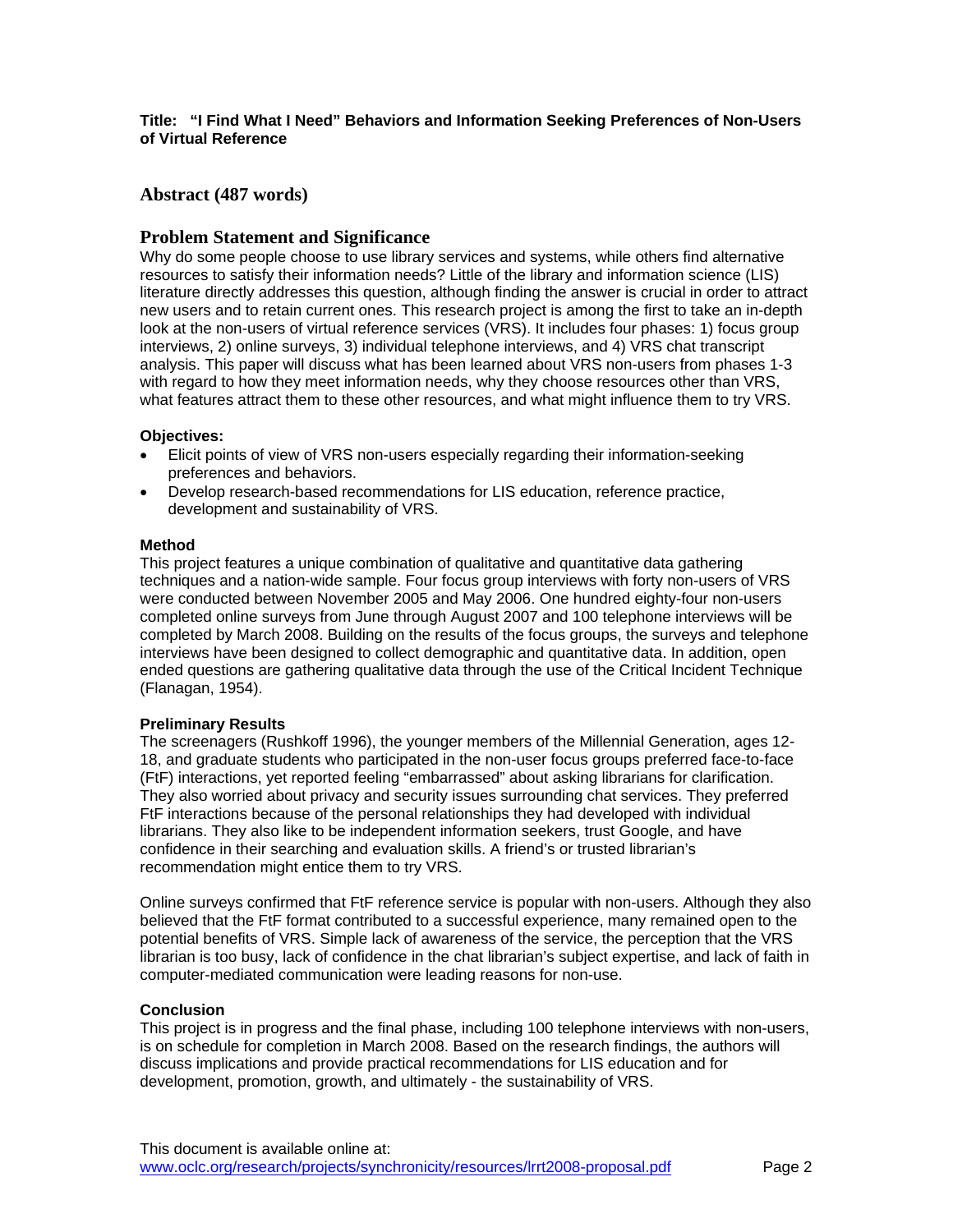**Title: "I Find What I Need" Behaviors and Information Seeking Preferences of Non-Users of Virtual Reference**

## Abstract (487 words)

## Problem Statement and Significance

Why do some people choose to use library services and systems, while others find alternative resources to satisfy their information needs? Little of the library and information science (LIS) literature directly addresses this question, although finding the answer is crucial in order to attract new users and to retain current ones. This research project is among the first to take an in-depth look at the non-users of virtual reference services (VRS). It includes four phases: 1) focus group interviews, 2) online surveys, 3) individual telephone interviews, and 4) VRS chat transcript analysis. This paper will discuss what has been learned about VRS non-users from phases 1-3 with regard to how they meet information needs, why they choose resources other than VRS, what features attract them to these other resources, and what might influence them to try VRS.

### Objectives:

- Elicit points of view of VRS non-users especially regarding their information-seeking preferences and behaviors.
- Develop research-based recommendations for LIS education, reference practice, development and sustainability of VRS.

### Method

This project features a unique combination of qualitative and quantitative data gathering techniques and a nation-wide sample. Four focus group interviews with forty non-users of VRS were conducted between November 2005 and May 2006. One hundred eighty-four non-users completed online surveys from June through August 2007 and 100 telephone interviews will be completed by March 2008. Building on the results of the focus groups, the surveys and telephone interviews have been designed to collect demographic and quantitative data. In addition, open ended questions are gathering qualitative data through the use of the Critical Incident Technique (Flanagan, 1954).

### Preliminary Results

The screenagers (Rushkoff 1996), the younger members of the Millennial Generation, ages 12-18, and graduate students who participated in the non-user focus groups preferred face-to-face (FtF) interactions, yet reported feeling "embarrassed" about asking librarians for clarification. They also worried about privacy and security issues surrounding chat services. They preferred FtF interactions because of the personal relationships they had developed with individual librarians. They also like to be independent information seekers, trust Google, and have confidence in their searching and evaluation skills. A friend's or trusted librarian's recommendation might entice them to try VRS.

Online surveys confirmed that FtF reference service is popular with non-users. Although they also believed that the FtF format contributed to a successful experience, many remained open to the potential benefits of VRS. Simple lack of awareness of the service, the perception that the VRS librarian is too busy, lack of confidence in the chat librarian's subject expertise, and lack of faith in computer-mediated communication were leading reasons for non-use.

### Conclusion

This project is in progress and the final phase, including 100 telephone interviews with non-users, is on schedule for completion in March 2008. Based on the research findings, the authors will discuss implications and provide practical recommendations for LIS education and for development, promotion, growth, and ultimately - the sustainability of VRS.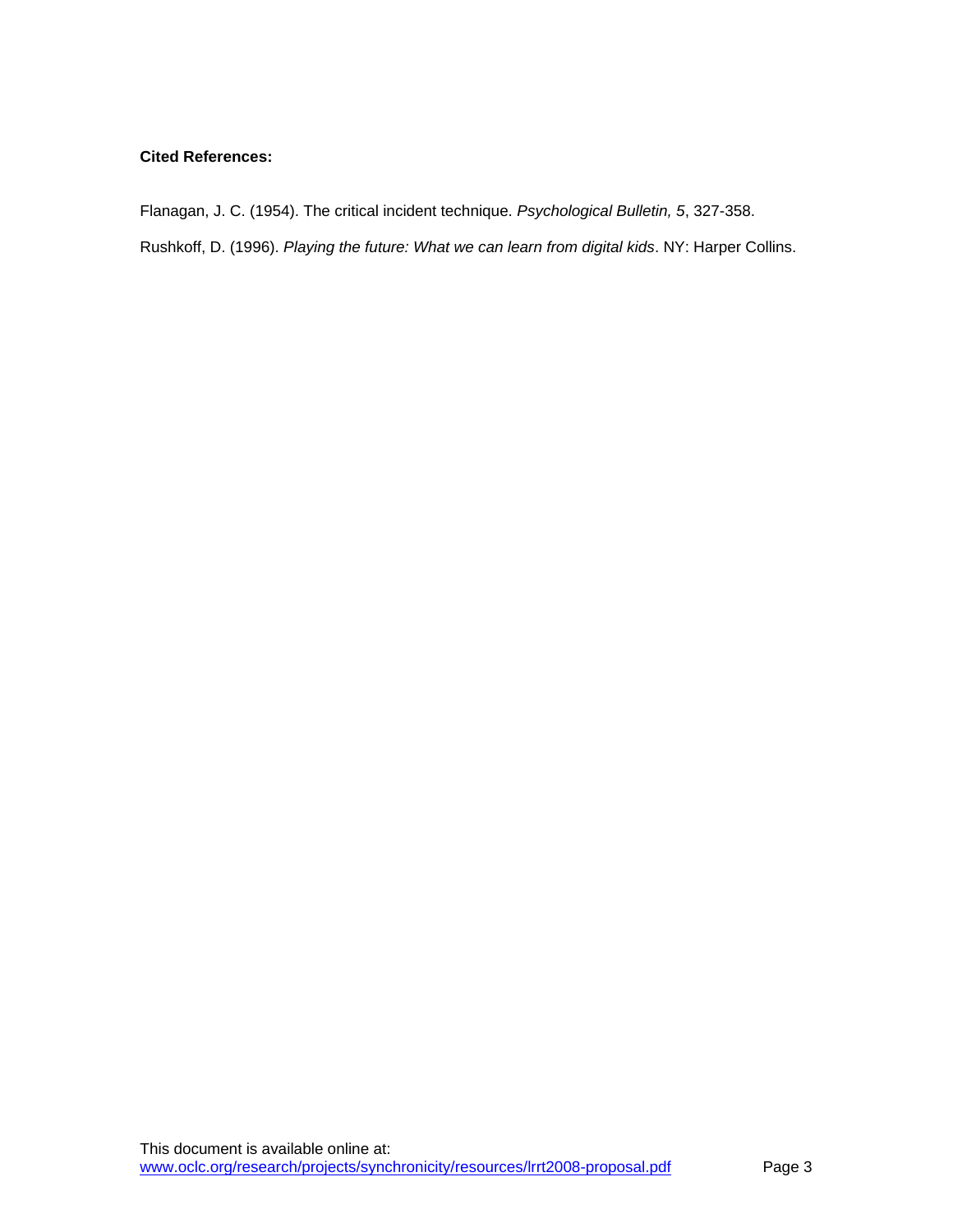**Cited References:**

Flanagan, J. C. (1954). The critical incident technique. *Psychological Bulletin, 5*, 327-358.

Rushkoff, D. (1996). *Playing the future: What we can learn from digital kids*. NY: Harper Collins.

This document is available online at:
www.oclc.org/research/projects/synchronicity/resources/lrrt2008-proposal.pdf